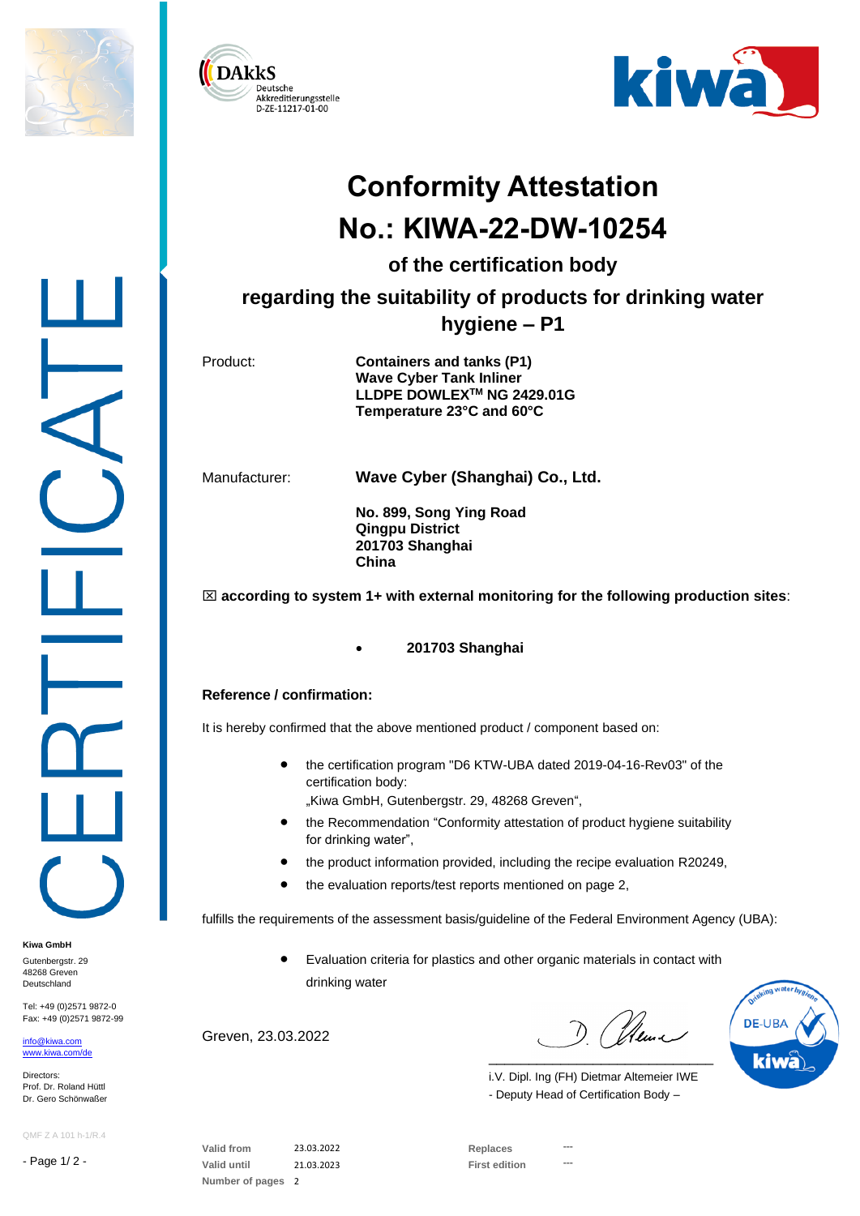# Conformity Attestation

# No.: KIWA-22-DW-10254

## of the certification body

## regarding the suitability of products for drinking water hygiene – P1

| | |
|---|---|
| Product: | **Containers and tanks (P1)**<br>**Wave Cyber Tank Inliner**<br>**LLDPE DOWLEX™ NG 2429.01G**<br>**Temperature 23°C and 60°C** |
| Manufacturer: | **Wave Cyber (Shanghai) Co., Ltd.**<br><br>**No. 899, Song Ying Road**<br>**Qingpu District**<br>**201703 Shanghai**<br>**China** |

☒ **according to system 1+ with external monitoring for the following production sites**:

- **201703 Shanghai**

**Reference / confirmation:**

It is hereby confirmed that the above mentioned product / component based on:

- the certification program "D6 KTW-UBA dated 2019-04-16-Rev03" of the certification body: „Kiwa GmbH, Gutenbergstr. 29, 48268 Greven“,
- the Recommendation “Conformity attestation of product hygiene suitability for drinking water”,
- the product information provided, including the recipe evaluation R20249,
- the evaluation reports/test reports mentioned on page 2,

fulfills the requirements of the assessment basis/guideline of the Federal Environment Agency (UBA):

- Evaluation criteria for plastics and other organic materials in contact with drinking water

Greven, 23.03.2022

i.V. Dipl. Ing (FH) Dietmar Altemeier IWE
- Deputy Head of Certification Body –

| | | | |
|---|---|---|---|
| Valid from | 23.03.2022 | Replaces | --- |
| Valid until | 21.03.2023 | First edition | --- |
| Number of pages | 2 | | |

**Kiwa GmbH**
Gutenbergstr. 29
48268 Greven
Deutschland

Tel: +49 (0)2571 9872-0
Fax: +49 (0)2571 9872-99

info@kiwa.com
www.kiwa.com/de

Directors:
Prof. Dr. Roland Hüttl
Dr. Gero Schönwaßer

QMF Z A 101 h-1/R.4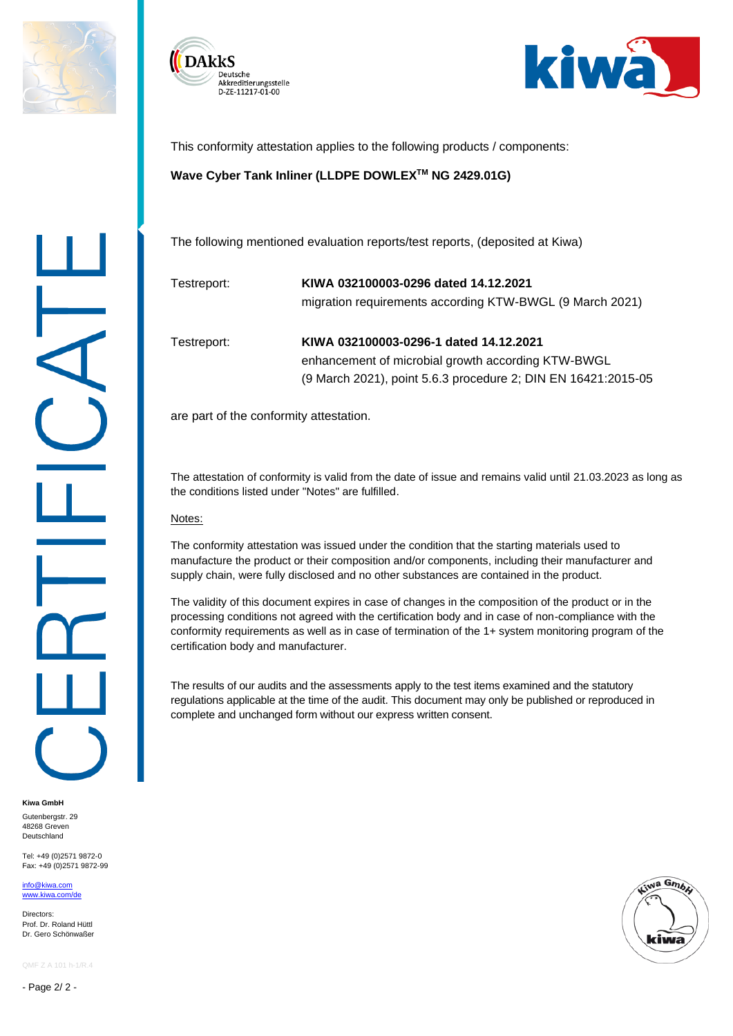This conformity attestation applies to the following products / components:

**Wave Cyber Tank Inliner (LLDPE DOWLEX$^{TM}$ NG 2429.01G)**

The following mentioned evaluation reports/test reports, (deposited at Kiwa)

| | |
|---|---|
| Testreport: | **KIWA 032100003-0296 dated 14.12.2021** migration requirements according KTW-BWGL (9 March 2021) |
| Testreport: | **KIWA 032100003-0296-1 dated 14.12.2021** enhancement of microbial growth according KTW-BWGL (9 March 2021), point 5.6.3 procedure 2; DIN EN 16421:2015-05 |

are part of the conformity attestation.

The attestation of conformity is valid from the date of issue and remains valid until 21.03.2023 as long as the conditions listed under "Notes" are fulfilled.

Notes:

The conformity attestation was issued under the condition that the starting materials used to manufacture the product or their composition and/or components, including their manufacturer and supply chain, were fully disclosed and no other substances are contained in the product.

The validity of this document expires in case of changes in the composition of the product or in the processing conditions not agreed with the certification body and in case of non-compliance with the conformity requirements as well as in case of termination of the 1+ system monitoring program of the certification body and manufacturer.

The results of our audits and the assessments apply to the test items examined and the statutory regulations applicable at the time of the audit. This document may only be published or reproduced in complete and unchanged form without our express written consent.

CERTIFICATE

**Kiwa GmbH**

Gutenbergstr. 29
48268 Greven
Deutschland

Tel: +49 (0)2571 9872-0
Fax: +49 (0)2571 9872-99

info@kiwa.com
www.kiwa.com/de

Directors:
Prof. Dr. Roland Hüttl
Dr. Gero Schönwaßer

QMF Z A 101 h-1/R.4